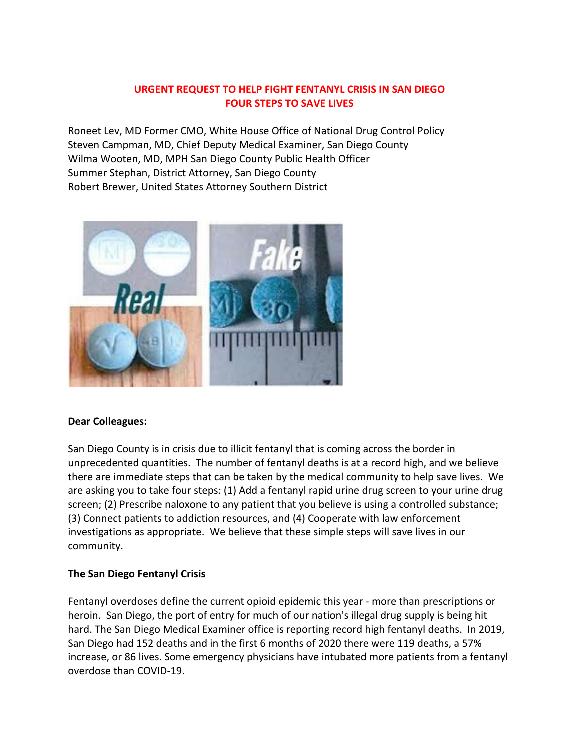# URGENT REQUEST TO HELP FIGHT FENTANYL CRISIS IN SAN DIEGO
# FOUR STEPS TO SAVE LIVES

Roneet Lev, MD Former CMO, White House Office of National Drug Control Policy
Steven Campman, MD, Chief Deputy Medical Examiner, San Diego County
Wilma Wooten, MD, MPH San Diego County Public Health Officer
Summer Stephan, District Attorney, San Diego County
Robert Brewer, United States Attorney Southern District

**Dear Colleagues:**

San Diego County is in crisis due to illicit fentanyl that is coming across the border in unprecedented quantities. The number of fentanyl deaths is at a record high, and we believe there are immediate steps that can be taken by the medical community to help save lives. We are asking you to take four steps: (1) Add a fentanyl rapid urine drug screen to your urine drug screen; (2) Prescribe naloxone to any patient that you believe is using a controlled substance; (3) Connect patients to addiction resources, and (4) Cooperate with law enforcement investigations as appropriate. We believe that these simple steps will save lives in our community.

**The San Diego Fentanyl Crisis**

Fentanyl overdoses define the current opioid epidemic this year - more than prescriptions or heroin. San Diego, the port of entry for much of our nation's illegal drug supply is being hit hard. The San Diego Medical Examiner office is reporting record high fentanyl deaths. In 2019, San Diego had 152 deaths and in the first 6 months of 2020 there were 119 deaths, a 57% increase, or 86 lives. Some emergency physicians have intubated more patients from a fentanyl overdose than COVID-19.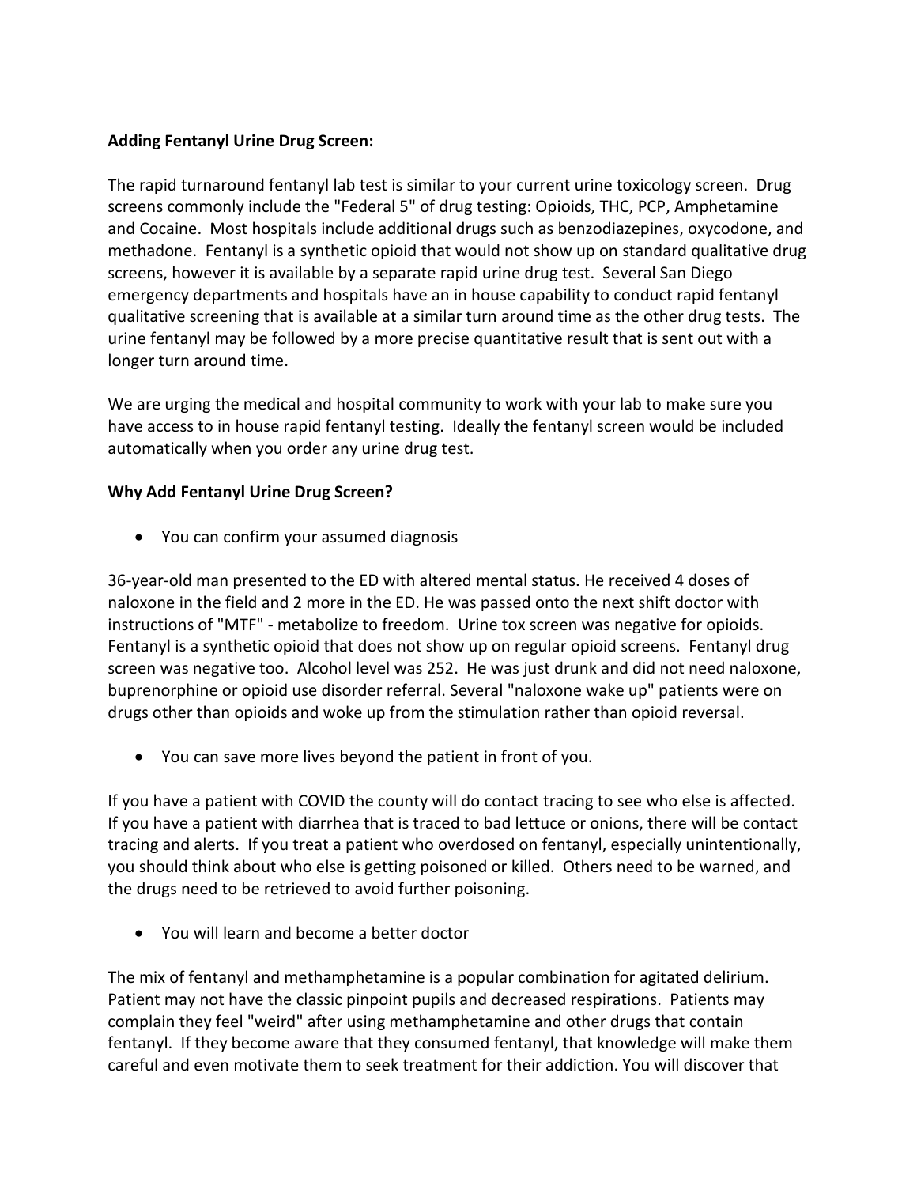**Adding Fentanyl Urine Drug Screen:**

The rapid turnaround fentanyl lab test is similar to your current urine toxicology screen. Drug screens commonly include the "Federal 5" of drug testing: Opioids, THC, PCP, Amphetamine and Cocaine. Most hospitals include additional drugs such as benzodiazepines, oxycodone, and methadone. Fentanyl is a synthetic opioid that would not show up on standard qualitative drug screens, however it is available by a separate rapid urine drug test. Several San Diego emergency departments and hospitals have an in house capability to conduct rapid fentanyl qualitative screening that is available at a similar turn around time as the other drug tests. The urine fentanyl may be followed by a more precise quantitative result that is sent out with a longer turn around time.

We are urging the medical and hospital community to work with your lab to make sure you have access to in house rapid fentanyl testing. Ideally the fentanyl screen would be included automatically when you order any urine drug test.

**Why Add Fentanyl Urine Drug Screen?**

- You can confirm your assumed diagnosis

36-year-old man presented to the ED with altered mental status. He received 4 doses of naloxone in the field and 2 more in the ED. He was passed onto the next shift doctor with instructions of "MTF" - metabolize to freedom. Urine tox screen was negative for opioids. Fentanyl is a synthetic opioid that does not show up on regular opioid screens. Fentanyl drug screen was negative too. Alcohol level was 252. He was just drunk and did not need naloxone, buprenorphine or opioid use disorder referral. Several "naloxone wake up" patients were on drugs other than opioids and woke up from the stimulation rather than opioid reversal.

- You can save more lives beyond the patient in front of you.

If you have a patient with COVID the county will do contact tracing to see who else is affected. If you have a patient with diarrhea that is traced to bad lettuce or onions, there will be contact tracing and alerts. If you treat a patient who overdosed on fentanyl, especially unintentionally, you should think about who else is getting poisoned or killed. Others need to be warned, and the drugs need to be retrieved to avoid further poisoning.

- You will learn and become a better doctor

The mix of fentanyl and methamphetamine is a popular combination for agitated delirium. Patient may not have the classic pinpoint pupils and decreased respirations. Patients may complain they feel "weird" after using methamphetamine and other drugs that contain fentanyl. If they become aware that they consumed fentanyl, that knowledge will make them careful and even motivate them to seek treatment for their addiction. You will discover that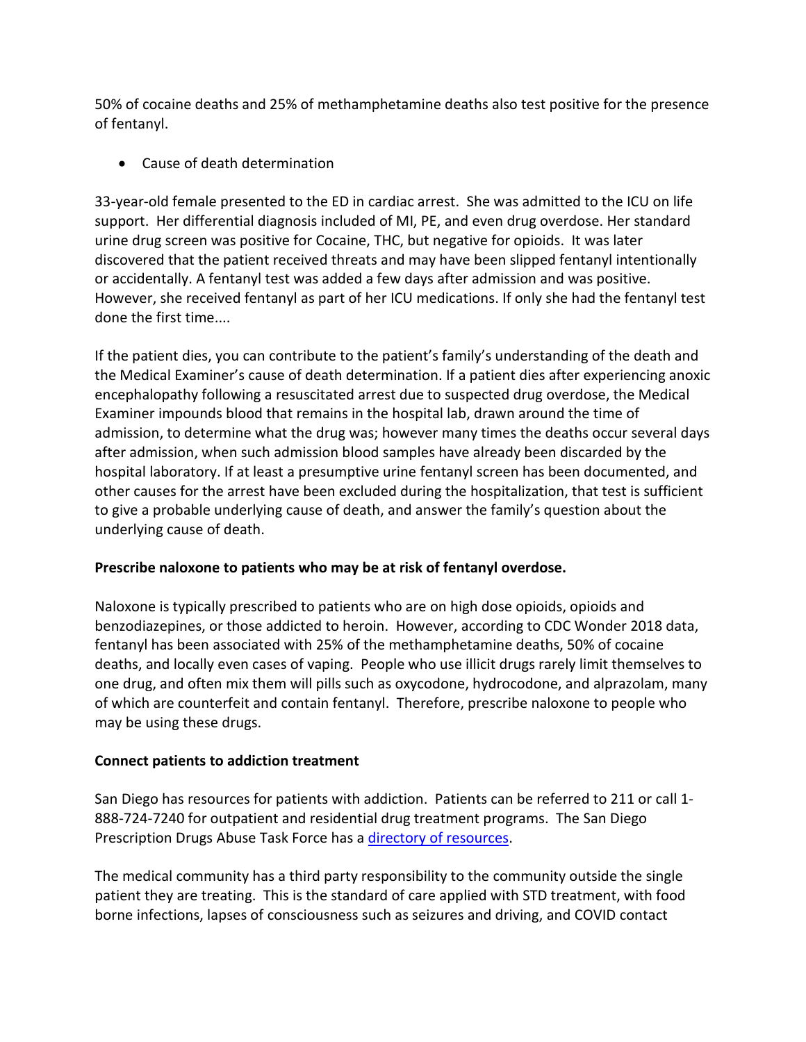50% of cocaine deaths and 25% of methamphetamine deaths also test positive for the presence of fentanyl.

- Cause of death determination

33-year-old female presented to the ED in cardiac arrest. She was admitted to the ICU on life support. Her differential diagnosis included of MI, PE, and even drug overdose. Her standard urine drug screen was positive for Cocaine, THC, but negative for opioids. It was later discovered that the patient received threats and may have been slipped fentanyl intentionally or accidentally. A fentanyl test was added a few days after admission and was positive. However, she received fentanyl as part of her ICU medications. If only she had the fentanyl test done the first time....

If the patient dies, you can contribute to the patient's family's understanding of the death and the Medical Examiner's cause of death determination. If a patient dies after experiencing anoxic encephalopathy following a resuscitated arrest due to suspected drug overdose, the Medical Examiner impounds blood that remains in the hospital lab, drawn around the time of admission, to determine what the drug was; however many times the deaths occur several days after admission, when such admission blood samples have already been discarded by the hospital laboratory. If at least a presumptive urine fentanyl screen has been documented, and other causes for the arrest have been excluded during the hospitalization, that test is sufficient to give a probable underlying cause of death, and answer the family's question about the underlying cause of death.

**Prescribe naloxone to patients who may be at risk of fentanyl overdose.**

Naloxone is typically prescribed to patients who are on high dose opioids, opioids and benzodiazepines, or those addicted to heroin. However, according to CDC Wonder 2018 data, fentanyl has been associated with 25% of the methamphetamine deaths, 50% of cocaine deaths, and locally even cases of vaping. People who use illicit drugs rarely limit themselves to one drug, and often mix them will pills such as oxycodone, hydrocodone, and alprazolam, many of which are counterfeit and contain fentanyl. Therefore, prescribe naloxone to people who may be using these drugs.

**Connect patients to addiction treatment**

San Diego has resources for patients with addiction. Patients can be referred to 211 or call 1-888-724-7240 for outpatient and residential drug treatment programs. The San Diego Prescription Drugs Abuse Task Force has a directory of resources.

The medical community has a third party responsibility to the community outside the single patient they are treating. This is the standard of care applied with STD treatment, with food borne infections, lapses of consciousness such as seizures and driving, and COVID contact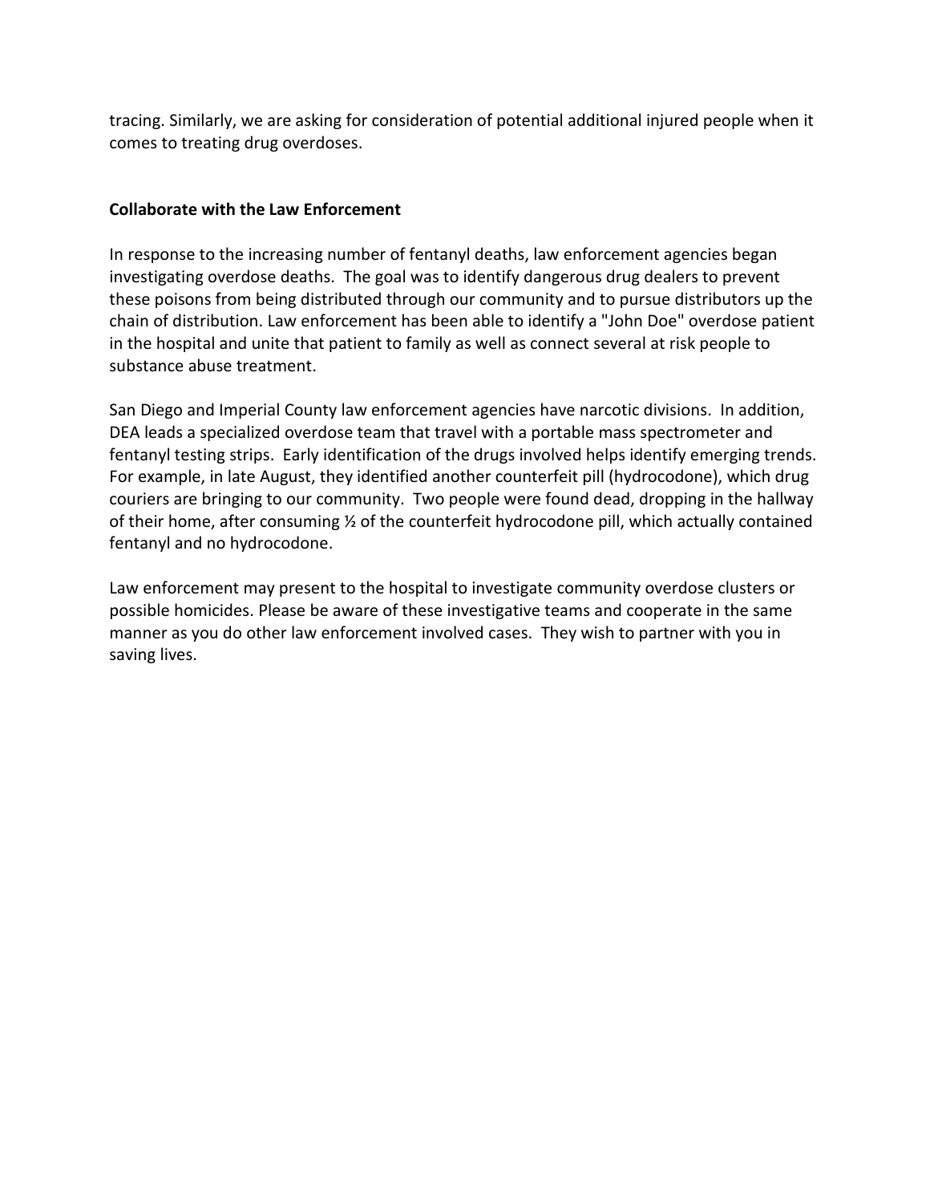tracing. Similarly, we are asking for consideration of potential additional injured people when it comes to treating drug overdoses.

**Collaborate with the Law Enforcement**

In response to the increasing number of fentanyl deaths, law enforcement agencies began investigating overdose deaths. The goal was to identify dangerous drug dealers to prevent these poisons from being distributed through our community and to pursue distributors up the chain of distribution. Law enforcement has been able to identify a "John Doe" overdose patient in the hospital and unite that patient to family as well as connect several at risk people to substance abuse treatment.

San Diego and Imperial County law enforcement agencies have narcotic divisions. In addition, DEA leads a specialized overdose team that travel with a portable mass spectrometer and fentanyl testing strips. Early identification of the drugs involved helps identify emerging trends. For example, in late August, they identified another counterfeit pill (hydrocodone), which drug couriers are bringing to our community. Two people were found dead, dropping in the hallway of their home, after consuming ½ of the counterfeit hydrocodone pill, which actually contained fentanyl and no hydrocodone.

Law enforcement may present to the hospital to investigate community overdose clusters or possible homicides. Please be aware of these investigative teams and cooperate in the same manner as you do other law enforcement involved cases. They wish to partner with you in saving lives.